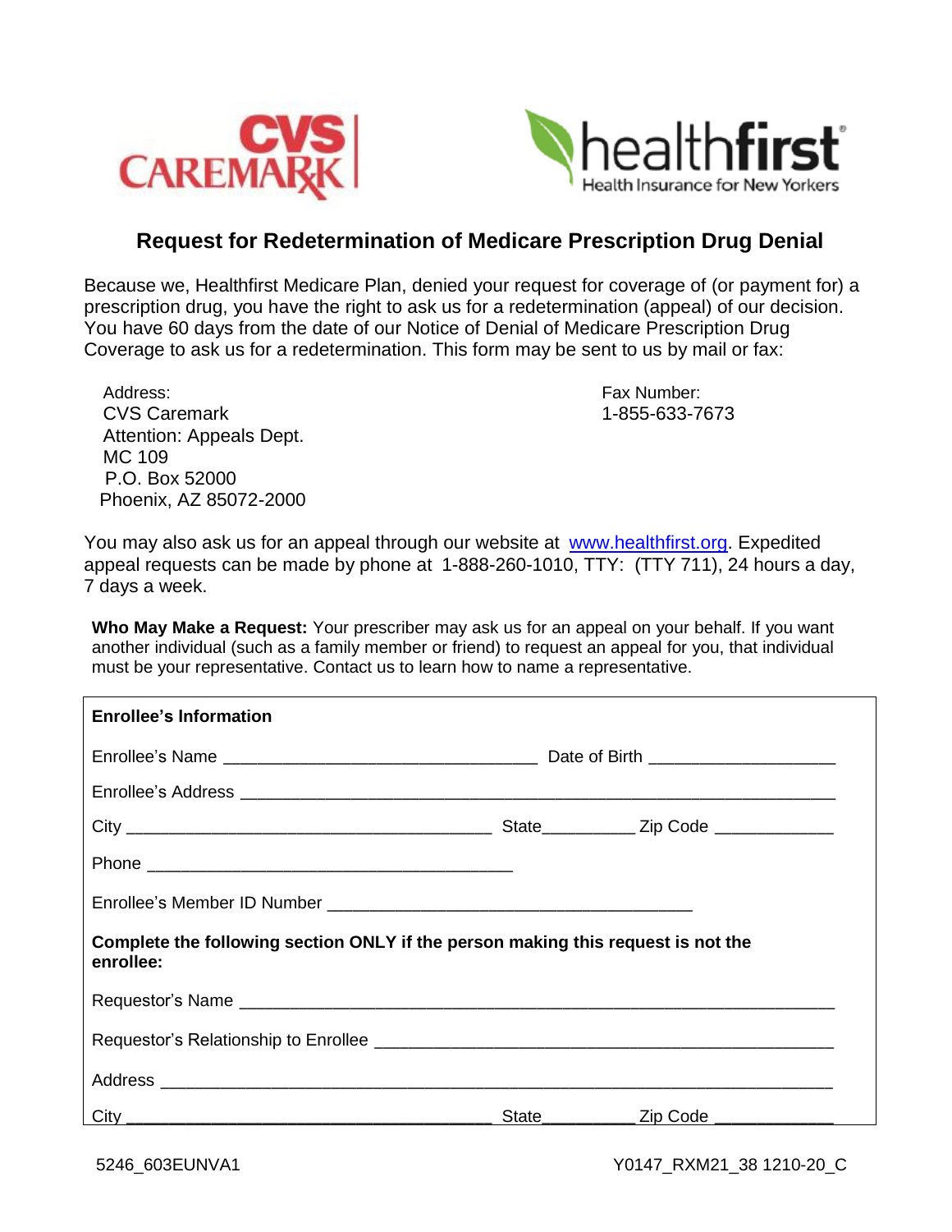CVS CAREMARK

healthfirst
Health Insurance for New Yorkers

# Request for Redetermination of Medicare Prescription Drug Denial

Because we, Healthfirst Medicare Plan, denied your request for coverage of (or payment for) a prescription drug, you have the right to ask us for a redetermination (appeal) of our decision. You have 60 days from the date of our Notice of Denial of Medicare Prescription Drug Coverage to ask us for a redetermination. This form may be sent to us by mail or fax:

Address:
CVS Caremark
Attention: Appeals Dept.
MC 109
P.O. Box 52000
Phoenix, AZ 85072-2000

Fax Number:
1-855-633-7673

You may also ask us for an appeal through our website at [www.healthfirst.org](http://www.healthfirst.org). Expedited appeal requests can be made by phone at 1-888-260-1010, TTY: (TTY 711), 24 hours a day, 7 days a week.

**Who May Make a Request:** Your prescriber may ask us for an appeal on your behalf. If you want another individual (such as a family member or friend) to request an appeal for you, that individual must be your representative. Contact us to learn how to name a representative.

**Enrollee's Information**

Enrollee's Name ________________________________ Date of Birth ___________________

Enrollee's Address ________________________________________________________________

City _____________________________________ State__________ Zip Code _____________

Phone _______________________________________

Enrollee's Member ID Number _____________________________________

**Complete the following section ONLY if the person making this request is not the enrollee:**

Requestor's Name ________________________________________________________________

Requestor's Relationship to Enrollee _______________________________________________

Address ______________________________________________________________________

City _____________________________________ State__________ Zip Code _____________

5246_603EUNVA1 Y0147_RXM21_38 1210-20_C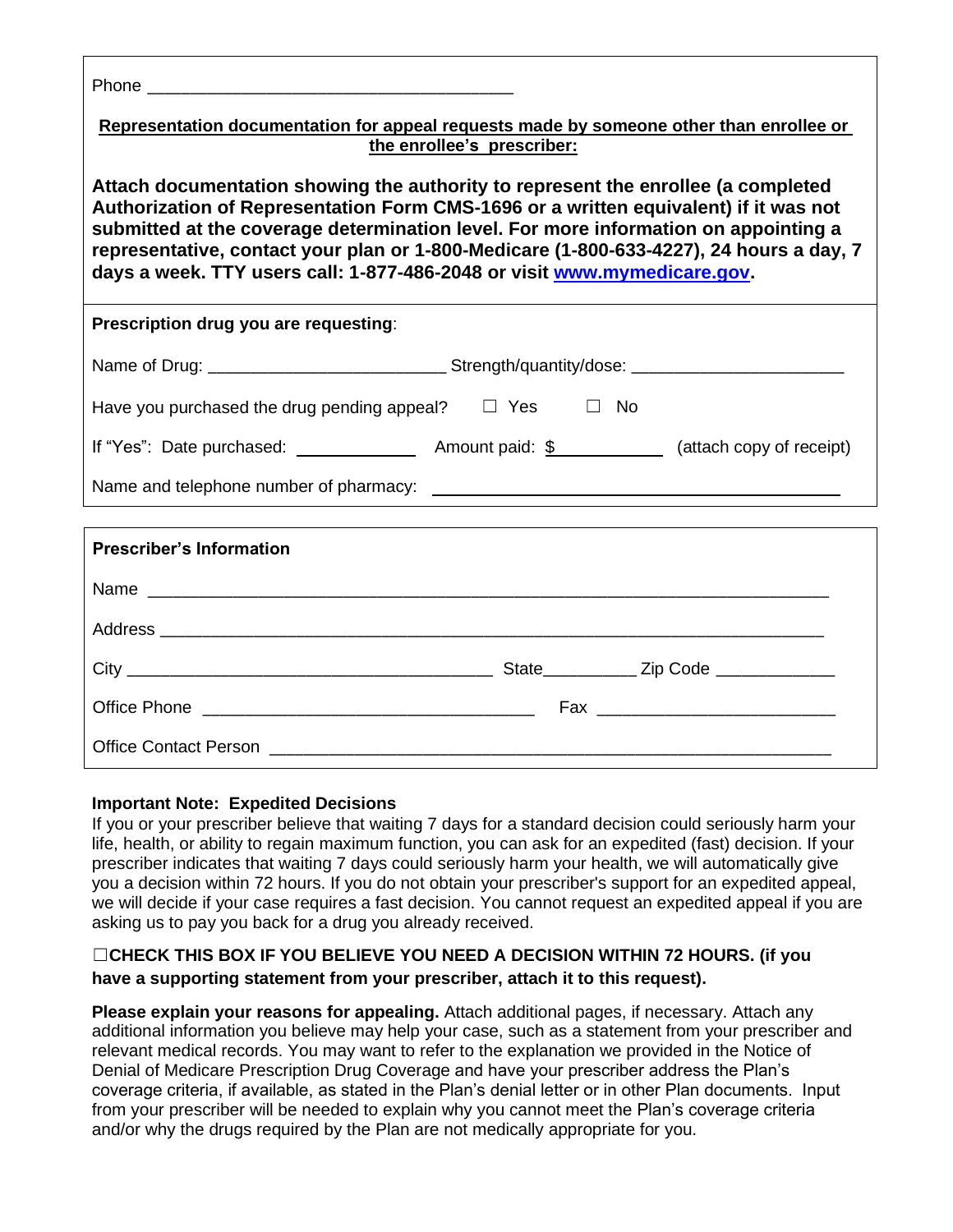Phone ______________________________________

**Representation documentation for appeal requests made by someone other than enrollee or the enrollee's prescriber:**

**Attach documentation showing the authority to represent the enrollee (a completed Authorization of Representation Form CMS-1696 or a written equivalent) if it was not submitted at the coverage determination level. For more information on appointing a representative, contact your plan or 1-800-Medicare (1-800-633-4227), 24 hours a day, 7 days a week. TTY users call: 1-877-486-2048 or visit [www.mymedicare.gov](http://www.mymedicare.gov).**

**Prescription drug you are requesting**:

Name of Drug: ________________________ Strength/quantity/dose: ______________________

Have you purchased the drug pending appeal? ☐ Yes ☐ No

If "Yes": Date purchased: ____________ Amount paid: $___________ (attach copy of receipt)

Name and telephone number of pharmacy: ________________________________________

**Prescriber's Information**

Name ______________________________________________________________________

Address ____________________________________________________________________

City ______________________________________ State__________ Zip Code ____________

Office Phone __________________________________ Fax ________________________

Office Contact Person ______________________________________________________

**Important Note: Expedited Decisions**

If you or your prescriber believe that waiting 7 days for a standard decision could seriously harm your life, health, or ability to regain maximum function, you can ask for an expedited (fast) decision. If your prescriber indicates that waiting 7 days could seriously harm your health, we will automatically give you a decision within 72 hours. If you do not obtain your prescriber's support for an expedited appeal, we will decide if your case requires a fast decision. You cannot request an expedited appeal if you are asking us to pay you back for a drug you already received.

☐**CHECK THIS BOX IF YOU BELIEVE YOU NEED A DECISION WITHIN 72 HOURS. (if you have a supporting statement from your prescriber, attach it to this request).**

**Please explain your reasons for appealing.** Attach additional pages, if necessary. Attach any additional information you believe may help your case, such as a statement from your prescriber and relevant medical records. You may want to refer to the explanation we provided in the Notice of Denial of Medicare Prescription Drug Coverage and have your prescriber address the Plan's coverage criteria, if available, as stated in the Plan's denial letter or in other Plan documents. Input from your prescriber will be needed to explain why you cannot meet the Plan's coverage criteria and/or why the drugs required by the Plan are not medically appropriate for you.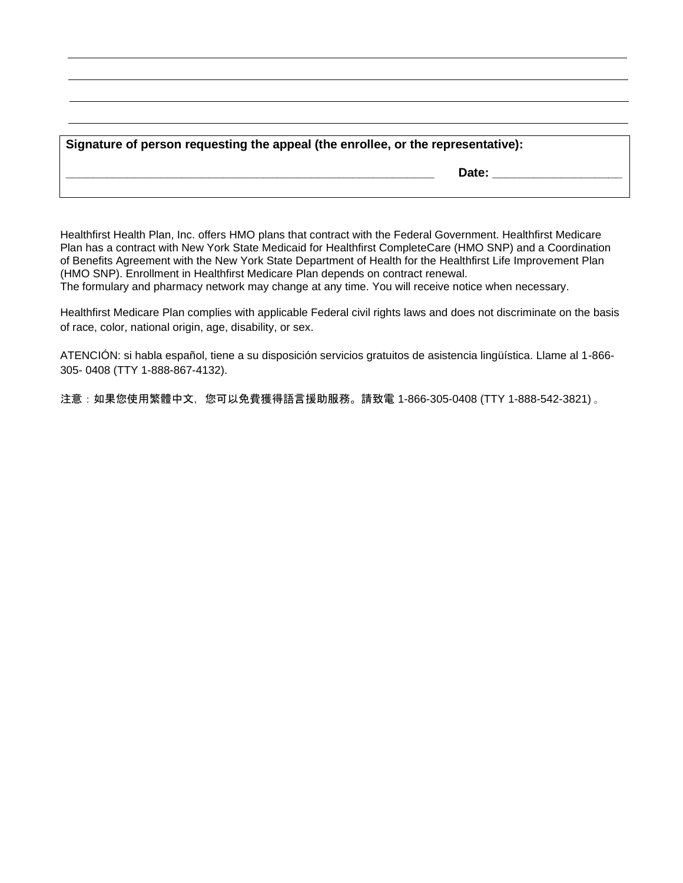Signature of person requesting the appeal (the enrollee, or the representative):

**______________________________________________________  Date: ___________________**

Healthfirst Health Plan, Inc. offers HMO plans that contract with the Federal Government. Healthfirst Medicare Plan has a contract with New York State Medicaid for Healthfirst CompleteCare (HMO SNP) and a Coordination of Benefits Agreement with the New York State Department of Health for the Healthfirst Life Improvement Plan (HMO SNP). Enrollment in Healthfirst Medicare Plan depends on contract renewal.
The formulary and pharmacy network may change at any time. You will receive notice when necessary.

Healthfirst Medicare Plan complies with applicable Federal civil rights laws and does not discriminate on the basis of race, color, national origin, age, disability, or sex.

ATENCIÓN: si habla español, tiene a su disposición servicios gratuitos de asistencia lingüística. Llame al 1-866-305- 0408 (TTY 1-888-867-4132).

注意：如果您使用繁體中文，您可以免費獲得語言援助服務。請致電 1-866-305-0408 (TTY 1-888-542-3821)。